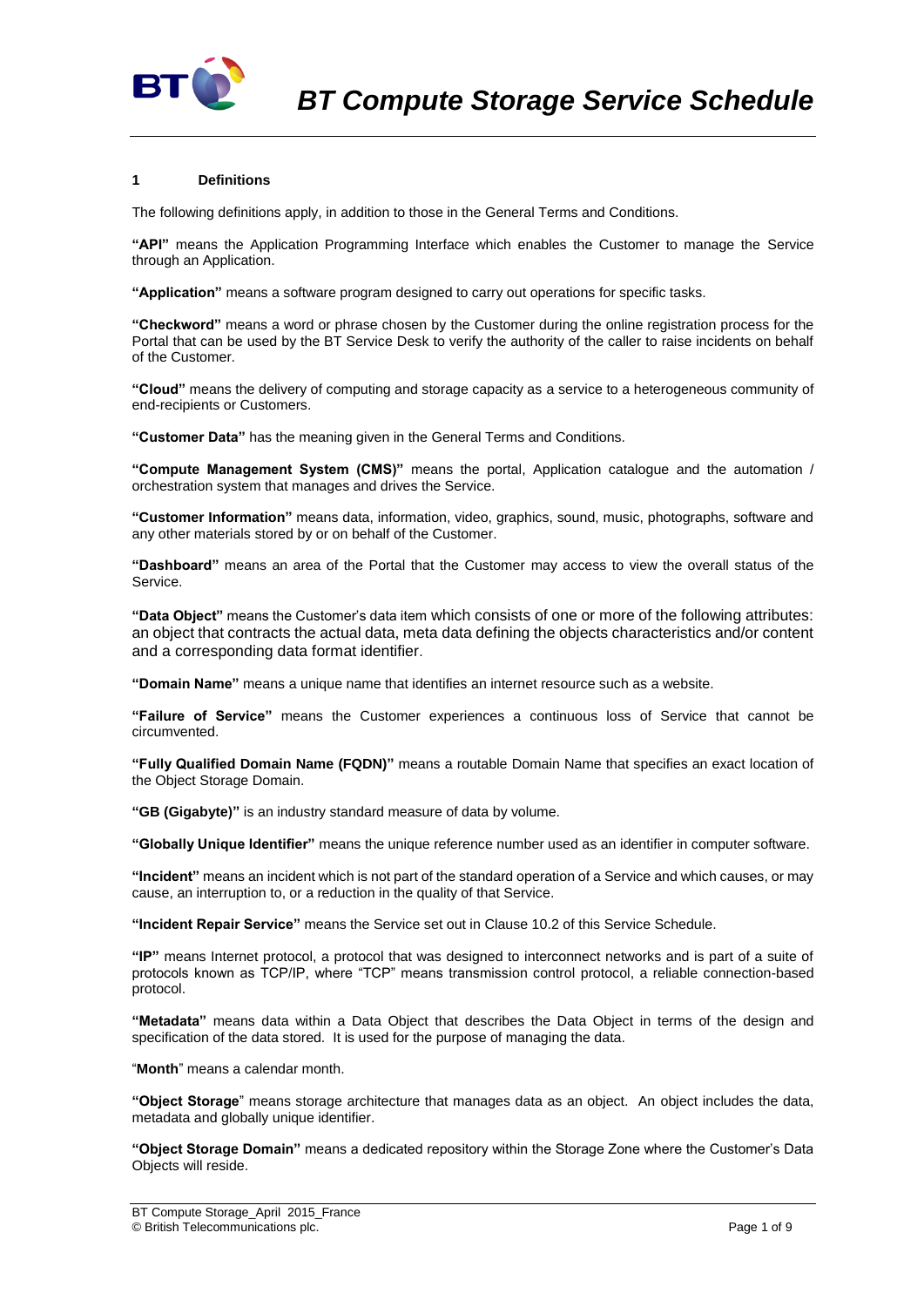# BT Compute Storage Service Schedule

## 1 Definitions

The following definitions apply, in addition to those in the General Terms and Conditions.

**"API"** means the Application Programming Interface which enables the Customer to manage the Service through an Application.

**"Application"** means a software program designed to carry out operations for specific tasks.

**"Checkword"** means a word or phrase chosen by the Customer during the online registration process for the Portal that can be used by the BT Service Desk to verify the authority of the caller to raise incidents on behalf of the Customer.

**"Cloud"** means the delivery of computing and storage capacity as a service to a heterogeneous community of end-recipients or Customers.

**"Customer Data"** has the meaning given in the General Terms and Conditions.

**"Compute Management System (CMS)"** means the portal, Application catalogue and the automation / orchestration system that manages and drives the Service.

**"Customer Information"** means data, information, video, graphics, sound, music, photographs, software and any other materials stored by or on behalf of the Customer.

**"Dashboard"** means an area of the Portal that the Customer may access to view the overall status of the Service.

**"Data Object"** means the Customer's data item which consists of one or more of the following attributes: an object that contracts the actual data, meta data defining the objects characteristics and/or content and a corresponding data format identifier.

**"Domain Name"** means a unique name that identifies an internet resource such as a website.

**"Failure of Service"** means the Customer experiences a continuous loss of Service that cannot be circumvented.

**"Fully Qualified Domain Name (FQDN)"** means a routable Domain Name that specifies an exact location of the Object Storage Domain.

**"GB (Gigabyte)"** is an industry standard measure of data by volume.

**"Globally Unique Identifier"** means the unique reference number used as an identifier in computer software.

**"Incident"** means an incident which is not part of the standard operation of a Service and which causes, or may cause, an interruption to, or a reduction in the quality of that Service.

**"Incident Repair Service"** means the Service set out in Clause 10.2 of this Service Schedule.

**"IP"** means Internet protocol, a protocol that was designed to interconnect networks and is part of a suite of protocols known as TCP/IP, where "TCP" means transmission control protocol, a reliable connection-based protocol.

**"Metadata"** means data within a Data Object that describes the Data Object in terms of the design and specification of the data stored. It is used for the purpose of managing the data.

"**Month**" means a calendar month.

**"Object Storage"** means storage architecture that manages data as an object. An object includes the data, metadata and globally unique identifier.

**"Object Storage Domain"** means a dedicated repository within the Storage Zone where the Customer's Data Objects will reside.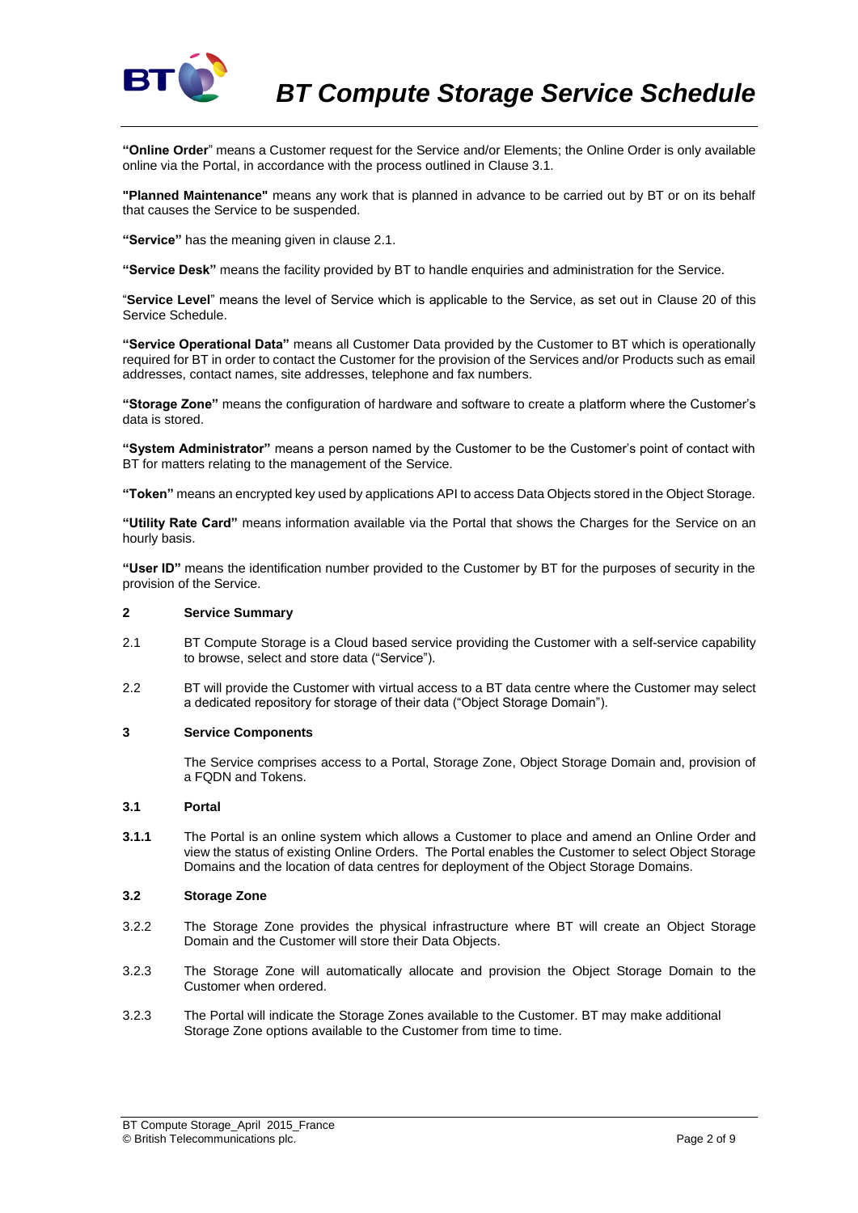**"Online Order**" means a Customer request for the Service and/or Elements; the Online Order is only available online via the Portal, in accordance with the process outlined in Clause 3.1.

**"Planned Maintenance"** means any work that is planned in advance to be carried out by BT or on its behalf that causes the Service to be suspended.

**"Service"** has the meaning given in clause 2.1.

**"Service Desk"** means the facility provided by BT to handle enquiries and administration for the Service.

"**Service Level**" means the level of Service which is applicable to the Service, as set out in Clause 20 of this Service Schedule.

**"Service Operational Data"** means all Customer Data provided by the Customer to BT which is operationally required for BT in order to contact the Customer for the provision of the Services and/or Products such as email addresses, contact names, site addresses, telephone and fax numbers.

**"Storage Zone"** means the configuration of hardware and software to create a platform where the Customer's data is stored.

**"System Administrator"** means a person named by the Customer to be the Customer's point of contact with BT for matters relating to the management of the Service.

**"Token"** means an encrypted key used by applications API to access Data Objects stored in the Object Storage.

**"Utility Rate Card"** means information available via the Portal that shows the Charges for the Service on an hourly basis.

**"User ID"** means the identification number provided to the Customer by BT for the purposes of security in the provision of the Service.

## 2 Service Summary

2.1 BT Compute Storage is a Cloud based service providing the Customer with a self-service capability to browse, select and store data ("Service").

2.2 BT will provide the Customer with virtual access to a BT data centre where the Customer may select a dedicated repository for storage of their data ("Object Storage Domain").

## 3 Service Components

The Service comprises access to a Portal, Storage Zone, Object Storage Domain and, provision of a FQDN and Tokens.

### 3.1 Portal

**3.1.1** The Portal is an online system which allows a Customer to place and amend an Online Order and view the status of existing Online Orders. The Portal enables the Customer to select Object Storage Domains and the location of data centres for deployment of the Object Storage Domains.

### 3.2 Storage Zone

3.2.2 The Storage Zone provides the physical infrastructure where BT will create an Object Storage Domain and the Customer will store their Data Objects.

3.2.3 The Storage Zone will automatically allocate and provision the Object Storage Domain to the Customer when ordered.

3.2.3 The Portal will indicate the Storage Zones available to the Customer. BT may make additional Storage Zone options available to the Customer from time to time.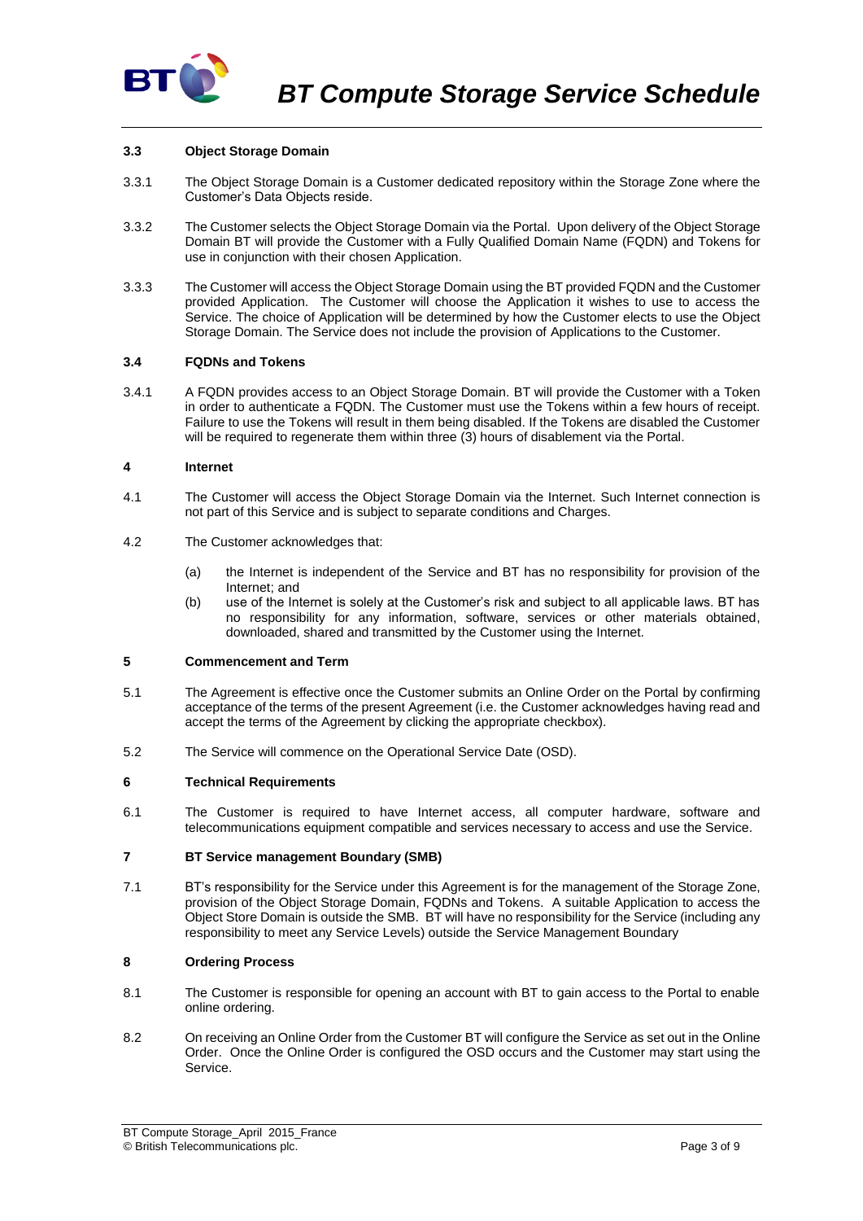### 3.3 Object Storage Domain

3.3.1 The Object Storage Domain is a Customer dedicated repository within the Storage Zone where the Customer's Data Objects reside.

3.3.2 The Customer selects the Object Storage Domain via the Portal. Upon delivery of the Object Storage Domain BT will provide the Customer with a Fully Qualified Domain Name (FQDN) and Tokens for use in conjunction with their chosen Application.

3.3.3 The Customer will access the Object Storage Domain using the BT provided FQDN and the Customer provided Application. The Customer will choose the Application it wishes to use to access the Service. The choice of Application will be determined by how the Customer elects to use the Object Storage Domain. The Service does not include the provision of Applications to the Customer.

### 3.4 FQDNs and Tokens

3.4.1 A FQDN provides access to an Object Storage Domain. BT will provide the Customer with a Token in order to authenticate a FQDN. The Customer must use the Tokens within a few hours of receipt. Failure to use the Tokens will result in them being disabled. If the Tokens are disabled the Customer will be required to regenerate them within three (3) hours of disablement via the Portal.

## 4 Internet

4.1 The Customer will access the Object Storage Domain via the Internet. Such Internet connection is not part of this Service and is subject to separate conditions and Charges.

4.2 The Customer acknowledges that:

(a) the Internet is independent of the Service and BT has no responsibility for provision of the Internet; and

(b) use of the Internet is solely at the Customer's risk and subject to all applicable laws. BT has no responsibility for any information, software, services or other materials obtained, downloaded, shared and transmitted by the Customer using the Internet.

## 5 Commencement and Term

5.1 The Agreement is effective once the Customer submits an Online Order on the Portal by confirming acceptance of the terms of the present Agreement (i.e. the Customer acknowledges having read and accept the terms of the Agreement by clicking the appropriate checkbox).

5.2 The Service will commence on the Operational Service Date (OSD).

## 6 Technical Requirements

6.1 The Customer is required to have Internet access, all computer hardware, software and telecommunications equipment compatible and services necessary to access and use the Service.

## 7 BT Service management Boundary (SMB)

7.1 BT's responsibility for the Service under this Agreement is for the management of the Storage Zone, provision of the Object Storage Domain, FQDNs and Tokens. A suitable Application to access the Object Store Domain is outside the SMB. BT will have no responsibility for the Service (including any responsibility to meet any Service Levels) outside the Service Management Boundary

## 8 Ordering Process

8.1 The Customer is responsible for opening an account with BT to gain access to the Portal to enable online ordering.

8.2 On receiving an Online Order from the Customer BT will configure the Service as set out in the Online Order. Once the Online Order is configured the OSD occurs and the Customer may start using the Service.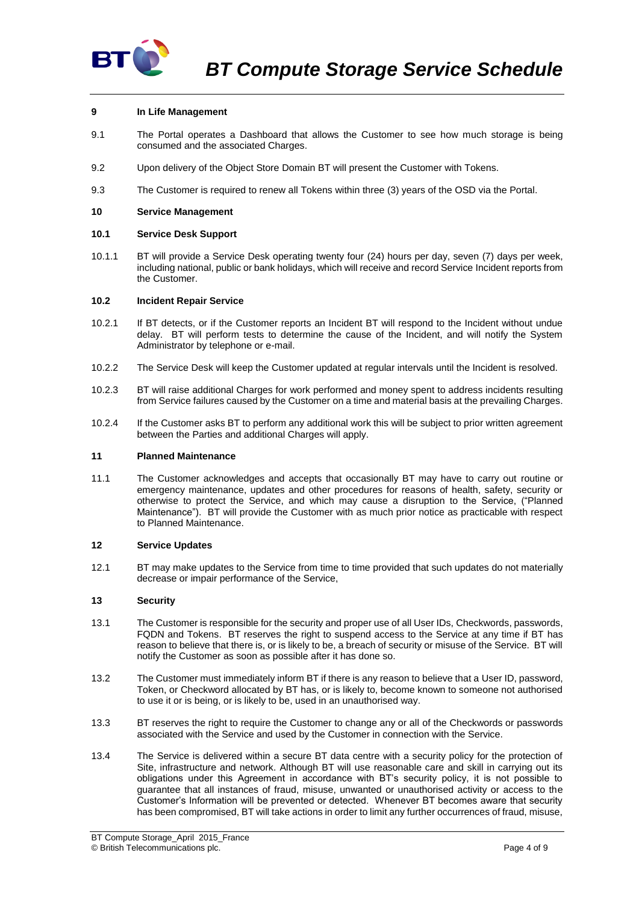## 9 In Life Management

9.1 The Portal operates a Dashboard that allows the Customer to see how much storage is being consumed and the associated Charges.

9.2 Upon delivery of the Object Store Domain BT will present the Customer with Tokens.

9.3 The Customer is required to renew all Tokens within three (3) years of the OSD via the Portal.

## 10 Service Management

### 10.1 Service Desk Support

10.1.1 BT will provide a Service Desk operating twenty four (24) hours per day, seven (7) days per week, including national, public or bank holidays, which will receive and record Service Incident reports from the Customer.

### 10.2 Incident Repair Service

10.2.1 If BT detects, or if the Customer reports an Incident BT will respond to the Incident without undue delay. BT will perform tests to determine the cause of the Incident, and will notify the System Administrator by telephone or e-mail.

10.2.2 The Service Desk will keep the Customer updated at regular intervals until the Incident is resolved.

10.2.3 BT will raise additional Charges for work performed and money spent to address incidents resulting from Service failures caused by the Customer on a time and material basis at the prevailing Charges.

10.2.4 If the Customer asks BT to perform any additional work this will be subject to prior written agreement between the Parties and additional Charges will apply.

## 11 Planned Maintenance

11.1 The Customer acknowledges and accepts that occasionally BT may have to carry out routine or emergency maintenance, updates and other procedures for reasons of health, safety, security or otherwise to protect the Service, and which may cause a disruption to the Service, ("Planned Maintenance"). BT will provide the Customer with as much prior notice as practicable with respect to Planned Maintenance.

## 12 Service Updates

12.1 BT may make updates to the Service from time to time provided that such updates do not materially decrease or impair performance of the Service,

## 13 Security

13.1 The Customer is responsible for the security and proper use of all User IDs, Checkwords, passwords, FQDN and Tokens. BT reserves the right to suspend access to the Service at any time if BT has reason to believe that there is, or is likely to be, a breach of security or misuse of the Service. BT will notify the Customer as soon as possible after it has done so.

13.2 The Customer must immediately inform BT if there is any reason to believe that a User ID, password, Token, or Checkword allocated by BT has, or is likely to, become known to someone not authorised to use it or is being, or is likely to be, used in an unauthorised way.

13.3 BT reserves the right to require the Customer to change any or all of the Checkwords or passwords associated with the Service and used by the Customer in connection with the Service.

13.4 The Service is delivered within a secure BT data centre with a security policy for the protection of Site, infrastructure and network. Although BT will use reasonable care and skill in carrying out its obligations under this Agreement in accordance with BT's security policy, it is not possible to guarantee that all instances of fraud, misuse, unwanted or unauthorised activity or access to the Customer's Information will be prevented or detected. Whenever BT becomes aware that security has been compromised, BT will take actions in order to limit any further occurrences of fraud, misuse,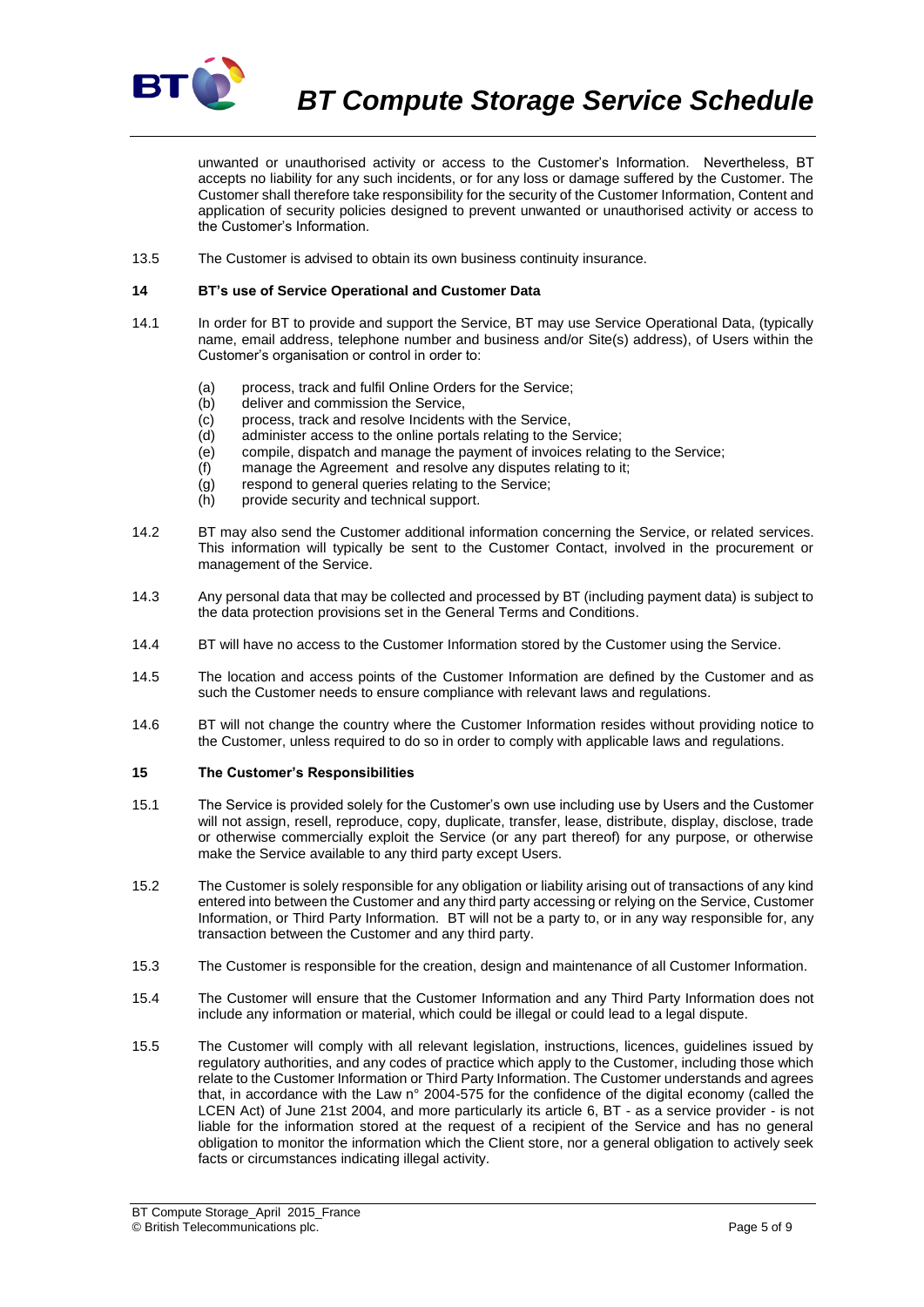unwanted or unauthorised activity or access to the Customer's Information. Nevertheless, BT accepts no liability for any such incidents, or for any loss or damage suffered by the Customer. The Customer shall therefore take responsibility for the security of the Customer Information, Content and application of security policies designed to prevent unwanted or unauthorised activity or access to the Customer's Information.

13.5 The Customer is advised to obtain its own business continuity insurance.

## 14 BT's use of Service Operational and Customer Data

14.1 In order for BT to provide and support the Service, BT may use Service Operational Data, (typically name, email address, telephone number and business and/or Site(s) address), of Users within the Customer's organisation or control in order to:

(a) process, track and fulfil Online Orders for the Service;
(b) deliver and commission the Service,
(c) process, track and resolve Incidents with the Service,
(d) administer access to the online portals relating to the Service;
(e) compile, dispatch and manage the payment of invoices relating to the Service;
(f) manage the Agreement and resolve any disputes relating to it;
(g) respond to general queries relating to the Service;
(h) provide security and technical support.

14.2 BT may also send the Customer additional information concerning the Service, or related services. This information will typically be sent to the Customer Contact, involved in the procurement or management of the Service.

14.3 Any personal data that may be collected and processed by BT (including payment data) is subject to the data protection provisions set in the General Terms and Conditions.

14.4 BT will have no access to the Customer Information stored by the Customer using the Service.

14.5 The location and access points of the Customer Information are defined by the Customer and as such the Customer needs to ensure compliance with relevant laws and regulations.

14.6 BT will not change the country where the Customer Information resides without providing notice to the Customer, unless required to do so in order to comply with applicable laws and regulations.

## 15 The Customer's Responsibilities

15.1 The Service is provided solely for the Customer's own use including use by Users and the Customer will not assign, resell, reproduce, copy, duplicate, transfer, lease, distribute, display, disclose, trade or otherwise commercially exploit the Service (or any part thereof) for any purpose, or otherwise make the Service available to any third party except Users.

15.2 The Customer is solely responsible for any obligation or liability arising out of transactions of any kind entered into between the Customer and any third party accessing or relying on the Service, Customer Information, or Third Party Information. BT will not be a party to, or in any way responsible for, any transaction between the Customer and any third party.

15.3 The Customer is responsible for the creation, design and maintenance of all Customer Information.

15.4 The Customer will ensure that the Customer Information and any Third Party Information does not include any information or material, which could be illegal or could lead to a legal dispute.

15.5 The Customer will comply with all relevant legislation, instructions, licences, guidelines issued by regulatory authorities, and any codes of practice which apply to the Customer, including those which relate to the Customer Information or Third Party Information. The Customer understands and agrees that, in accordance with the Law n° 2004-575 for the confidence of the digital economy (called the LCEN Act) of June 21st 2004, and more particularly its article 6, BT - as a service provider - is not liable for the information stored at the request of a recipient of the Service and has no general obligation to monitor the information which the Client store, nor a general obligation to actively seek facts or circumstances indicating illegal activity.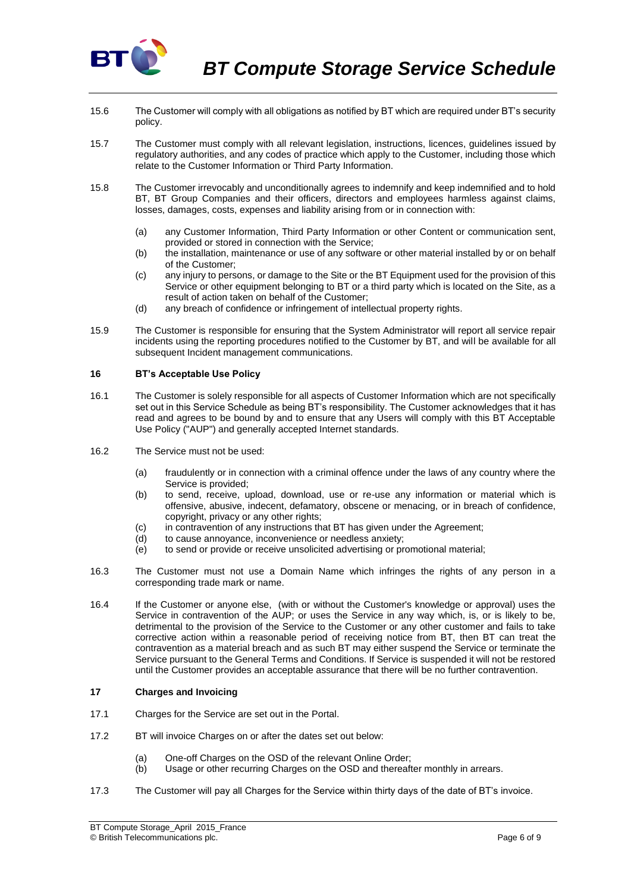15.6 The Customer will comply with all obligations as notified by BT which are required under BT's security policy.

15.7 The Customer must comply with all relevant legislation, instructions, licences, guidelines issued by regulatory authorities, and any codes of practice which apply to the Customer, including those which relate to the Customer Information or Third Party Information.

15.8 The Customer irrevocably and unconditionally agrees to indemnify and keep indemnified and to hold BT, BT Group Companies and their officers, directors and employees harmless against claims, losses, damages, costs, expenses and liability arising from or in connection with:

- (a) any Customer Information, Third Party Information or other Content or communication sent, provided or stored in connection with the Service;
- (b) the installation, maintenance or use of any software or other material installed by or on behalf of the Customer;
- (c) any injury to persons, or damage to the Site or the BT Equipment used for the provision of this Service or other equipment belonging to BT or a third party which is located on the Site, as a result of action taken on behalf of the Customer;
- (d) any breach of confidence or infringement of intellectual property rights.

15.9 The Customer is responsible for ensuring that the System Administrator will report all service repair incidents using the reporting procedures notified to the Customer by BT, and will be available for all subsequent Incident management communications.

## 16 BT's Acceptable Use Policy

16.1 The Customer is solely responsible for all aspects of Customer Information which are not specifically set out in this Service Schedule as being BT's responsibility. The Customer acknowledges that it has read and agrees to be bound by and to ensure that any Users will comply with this BT Acceptable Use Policy ("AUP") and generally accepted Internet standards.

16.2 The Service must not be used:

- (a) fraudulently or in connection with a criminal offence under the laws of any country where the Service is provided;
- (b) to send, receive, upload, download, use or re-use any information or material which is offensive, abusive, indecent, defamatory, obscene or menacing, or in breach of confidence, copyright, privacy or any other rights;
- (c) in contravention of any instructions that BT has given under the Agreement;
- (d) to cause annoyance, inconvenience or needless anxiety;
- (e) to send or provide or receive unsolicited advertising or promotional material;

16.3 The Customer must not use a Domain Name which infringes the rights of any person in a corresponding trade mark or name.

16.4 If the Customer or anyone else, (with or without the Customer's knowledge or approval) uses the Service in contravention of the AUP; or uses the Service in any way which, is, or is likely to be, detrimental to the provision of the Service to the Customer or any other customer and fails to take corrective action within a reasonable period of receiving notice from BT, then BT can treat the contravention as a material breach and as such BT may either suspend the Service or terminate the Service pursuant to the General Terms and Conditions. If Service is suspended it will not be restored until the Customer provides an acceptable assurance that there will be no further contravention.

## 17 Charges and Invoicing

17.1 Charges for the Service are set out in the Portal.

17.2 BT will invoice Charges on or after the dates set out below:

- (a) One-off Charges on the OSD of the relevant Online Order;
- (b) Usage or other recurring Charges on the OSD and thereafter monthly in arrears.

17.3 The Customer will pay all Charges for the Service within thirty days of the date of BT's invoice.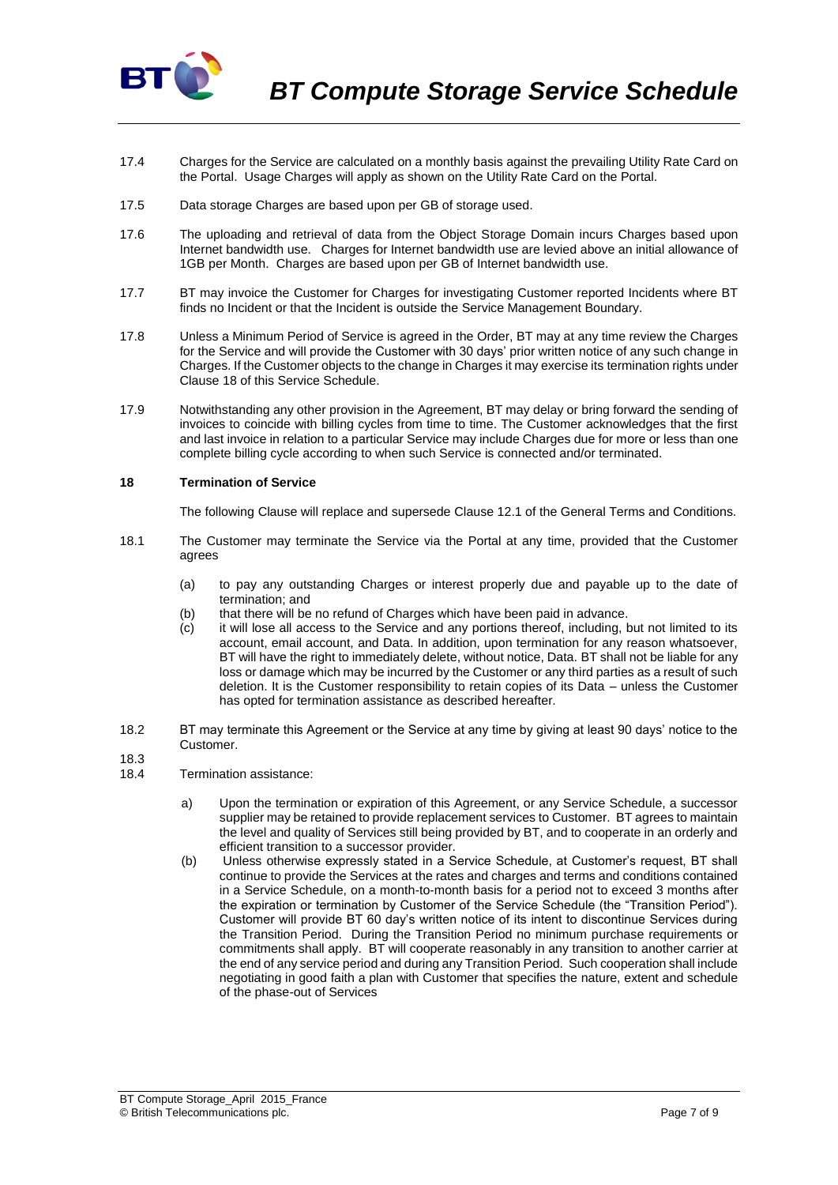17.4 Charges for the Service are calculated on a monthly basis against the prevailing Utility Rate Card on the Portal. Usage Charges will apply as shown on the Utility Rate Card on the Portal.

17.5 Data storage Charges are based upon per GB of storage used.

17.6 The uploading and retrieval of data from the Object Storage Domain incurs Charges based upon Internet bandwidth use. Charges for Internet bandwidth use are levied above an initial allowance of 1GB per Month. Charges are based upon per GB of Internet bandwidth use.

17.7 BT may invoice the Customer for Charges for investigating Customer reported Incidents where BT finds no Incident or that the Incident is outside the Service Management Boundary.

17.8 Unless a Minimum Period of Service is agreed in the Order, BT may at any time review the Charges for the Service and will provide the Customer with 30 days' prior written notice of any such change in Charges. If the Customer objects to the change in Charges it may exercise its termination rights under Clause 18 of this Service Schedule.

17.9 Notwithstanding any other provision in the Agreement, BT may delay or bring forward the sending of invoices to coincide with billing cycles from time to time. The Customer acknowledges that the first and last invoice in relation to a particular Service may include Charges due for more or less than one complete billing cycle according to when such Service is connected and/or terminated.

## 18 Termination of Service

The following Clause will replace and supersede Clause 12.1 of the General Terms and Conditions.

18.1 The Customer may terminate the Service via the Portal at any time, provided that the Customer agrees

- (a) to pay any outstanding Charges or interest properly due and payable up to the date of termination; and
- (b) that there will be no refund of Charges which have been paid in advance.
- (c) it will lose all access to the Service and any portions thereof, including, but not limited to its account, email account, and Data. In addition, upon termination for any reason whatsoever, BT will have the right to immediately delete, without notice, Data. BT shall not be liable for any loss or damage which may be incurred by the Customer or any third parties as a result of such deletion. It is the Customer responsibility to retain copies of its Data – unless the Customer has opted for termination assistance as described hereafter.

18.2 BT may terminate this Agreement or the Service at any time by giving at least 90 days' notice to the Customer.

18.3

18.4 Termination assistance:

- a) Upon the termination or expiration of this Agreement, or any Service Schedule, a successor supplier may be retained to provide replacement services to Customer. BT agrees to maintain the level and quality of Services still being provided by BT, and to cooperate in an orderly and efficient transition to a successor provider.
- (b) Unless otherwise expressly stated in a Service Schedule, at Customer's request, BT shall continue to provide the Services at the rates and charges and terms and conditions contained in a Service Schedule, on a month-to-month basis for a period not to exceed 3 months after the expiration or termination by Customer of the Service Schedule (the "Transition Period"). Customer will provide BT 60 day's written notice of its intent to discontinue Services during the Transition Period. During the Transition Period no minimum purchase requirements or commitments shall apply. BT will cooperate reasonably in any transition to another carrier at the end of any service period and during any Transition Period. Such cooperation shall include negotiating in good faith a plan with Customer that specifies the nature, extent and schedule of the phase-out of Services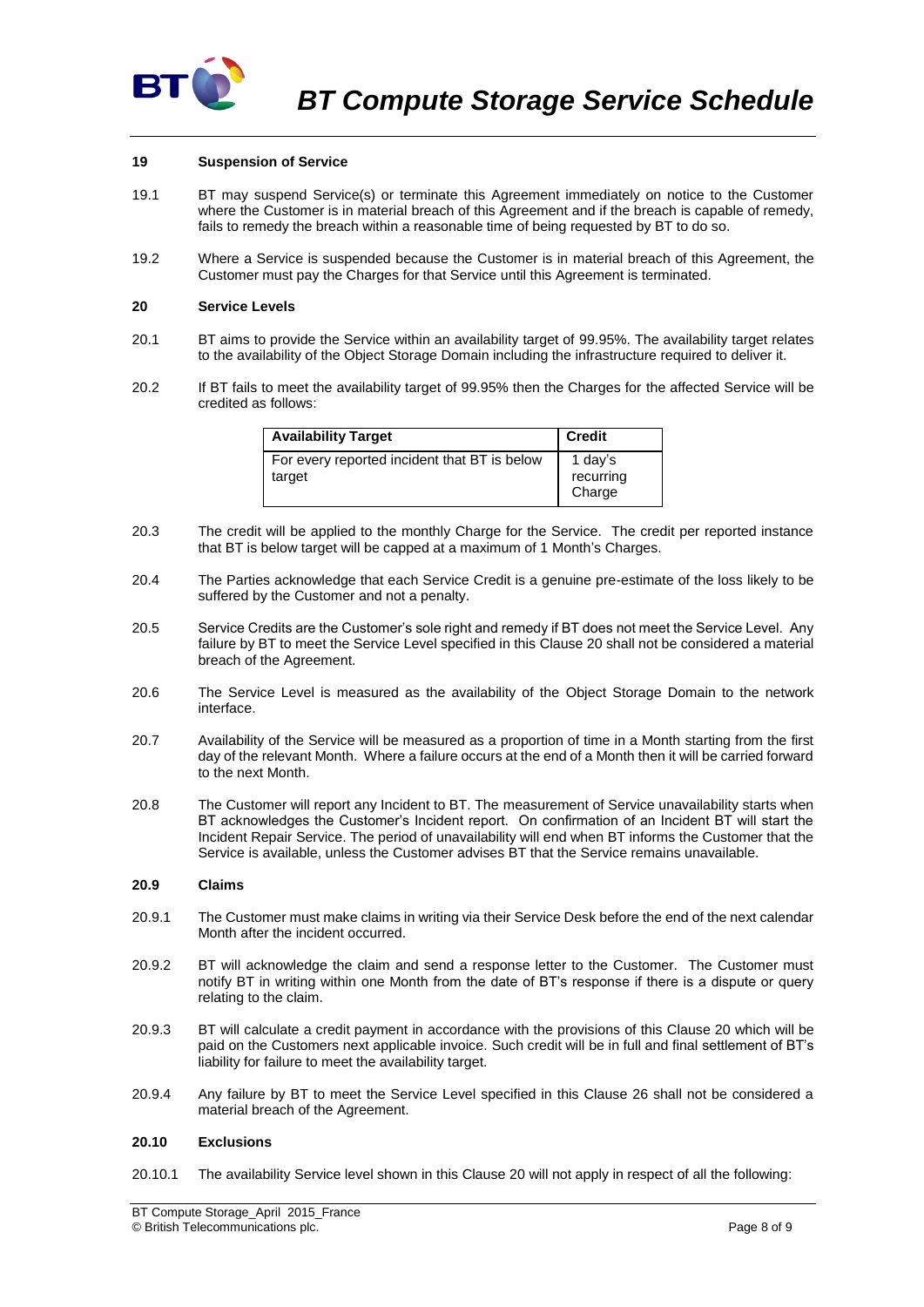## 19 Suspension of Service

19.1 BT may suspend Service(s) or terminate this Agreement immediately on notice to the Customer where the Customer is in material breach of this Agreement and if the breach is capable of remedy, fails to remedy the breach within a reasonable time of being requested by BT to do so.

19.2 Where a Service is suspended because the Customer is in material breach of this Agreement, the Customer must pay the Charges for that Service until this Agreement is terminated.

## 20 Service Levels

20.1 BT aims to provide the Service within an availability target of 99.95%. The availability target relates to the availability of the Object Storage Domain including the infrastructure required to deliver it.

20.2 If BT fails to meet the availability target of 99.95% then the Charges for the affected Service will be credited as follows:

| Availability Target | Credit |
|---|---|
| For every reported incident that BT is below target | 1 day's recurring Charge |

20.3 The credit will be applied to the monthly Charge for the Service. The credit per reported instance that BT is below target will be capped at a maximum of 1 Month's Charges.

20.4 The Parties acknowledge that each Service Credit is a genuine pre-estimate of the loss likely to be suffered by the Customer and not a penalty.

20.5 Service Credits are the Customer's sole right and remedy if BT does not meet the Service Level. Any failure by BT to meet the Service Level specified in this Clause 20 shall not be considered a material breach of the Agreement.

20.6 The Service Level is measured as the availability of the Object Storage Domain to the network interface.

20.7 Availability of the Service will be measured as a proportion of time in a Month starting from the first day of the relevant Month. Where a failure occurs at the end of a Month then it will be carried forward to the next Month.

20.8 The Customer will report any Incident to BT. The measurement of Service unavailability starts when BT acknowledges the Customer's Incident report. On confirmation of an Incident BT will start the Incident Repair Service. The period of unavailability will end when BT informs the Customer that the Service is available, unless the Customer advises BT that the Service remains unavailable.

### 20.9 Claims

20.9.1 The Customer must make claims in writing via their Service Desk before the end of the next calendar Month after the incident occurred.

20.9.2 BT will acknowledge the claim and send a response letter to the Customer. The Customer must notify BT in writing within one Month from the date of BT's response if there is a dispute or query relating to the claim.

20.9.3 BT will calculate a credit payment in accordance with the provisions of this Clause 20 which will be paid on the Customers next applicable invoice. Such credit will be in full and final settlement of BT's liability for failure to meet the availability target.

20.9.4 Any failure by BT to meet the Service Level specified in this Clause 26 shall not be considered a material breach of the Agreement.

### 20.10 Exclusions

20.10.1 The availability Service level shown in this Clause 20 will not apply in respect of all the following: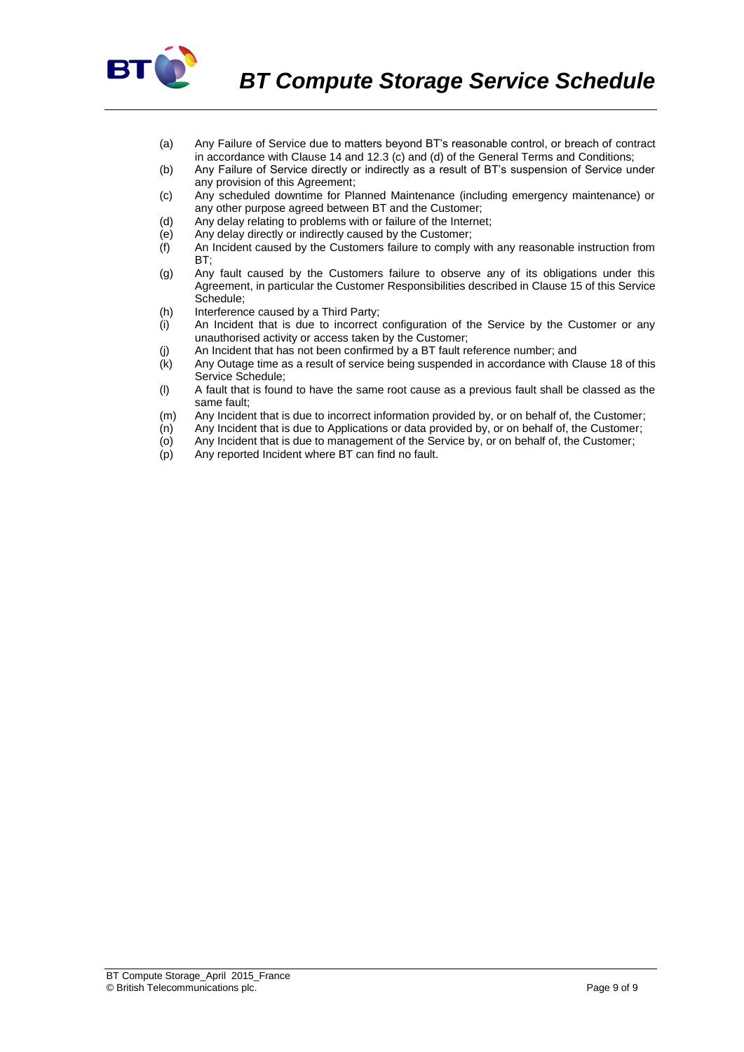(a) Any Failure of Service due to matters beyond BT's reasonable control, or breach of contract in accordance with Clause 14 and 12.3 (c) and (d) of the General Terms and Conditions;
(b) Any Failure of Service directly or indirectly as a result of BT's suspension of Service under any provision of this Agreement;
(c) Any scheduled downtime for Planned Maintenance (including emergency maintenance) or any other purpose agreed between BT and the Customer;
(d) Any delay relating to problems with or failure of the Internet;
(e) Any delay directly or indirectly caused by the Customer;
(f) An Incident caused by the Customers failure to comply with any reasonable instruction from BT;
(g) Any fault caused by the Customers failure to observe any of its obligations under this Agreement, in particular the Customer Responsibilities described in Clause 15 of this Service Schedule;
(h) Interference caused by a Third Party;
(i) An Incident that is due to incorrect configuration of the Service by the Customer or any unauthorised activity or access taken by the Customer;
(j) An Incident that has not been confirmed by a BT fault reference number; and
(k) Any Outage time as a result of service being suspended in accordance with Clause 18 of this Service Schedule;
(l) A fault that is found to have the same root cause as a previous fault shall be classed as the same fault;
(m) Any Incident that is due to incorrect information provided by, or on behalf of, the Customer;
(n) Any Incident that is due to Applications or data provided by, or on behalf of, the Customer;
(o) Any Incident that is due to management of the Service by, or on behalf of, the Customer;
(p) Any reported Incident where BT can find no fault.